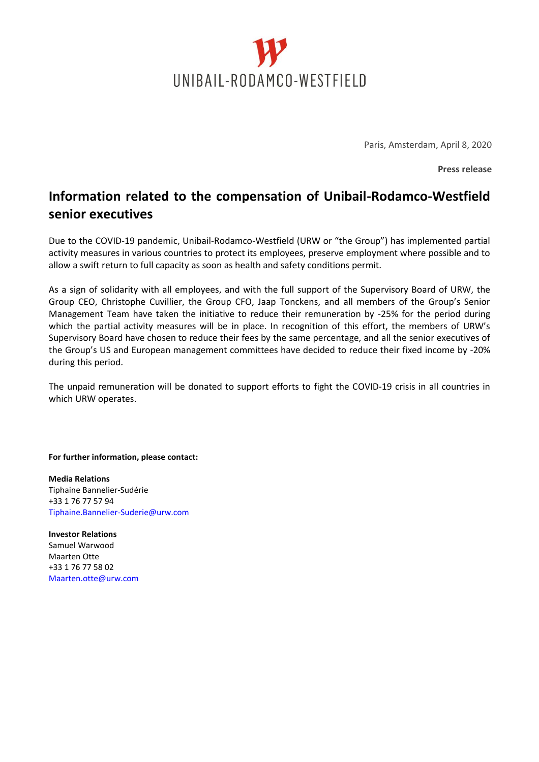UNIBAIL-RODAMCO-WESTFIELD

Paris, Amsterdam, April 8, 2020

**Press release**

# Information related to the compensation of Unibail-Rodamco-Westfield senior executives

Due to the COVID-19 pandemic, Unibail-Rodamco-Westfield (URW or "the Group") has implemented partial activity measures in various countries to protect its employees, preserve employment where possible and to allow a swift return to full capacity as soon as health and safety conditions permit.

As a sign of solidarity with all employees, and with the full support of the Supervisory Board of URW, the Group CEO, Christophe Cuvillier, the Group CFO, Jaap Tonckens, and all members of the Group's Senior Management Team have taken the initiative to reduce their remuneration by -25% for the period during which the partial activity measures will be in place. In recognition of this effort, the members of URW's Supervisory Board have chosen to reduce their fees by the same percentage, and all the senior executives of the Group's US and European management committees have decided to reduce their fixed income by -20% during this period.

The unpaid remuneration will be donated to support efforts to fight the COVID-19 crisis in all countries in which URW operates.

**For further information, please contact:**

**Media Relations**
Tiphaine Bannelier-Sudérie
+33 1 76 77 57 94
Tiphaine.Bannelier-Suderie@urw.com

**Investor Relations**
Samuel Warwood
Maarten Otte
+33 1 76 77 58 02
Maarten.otte@urw.com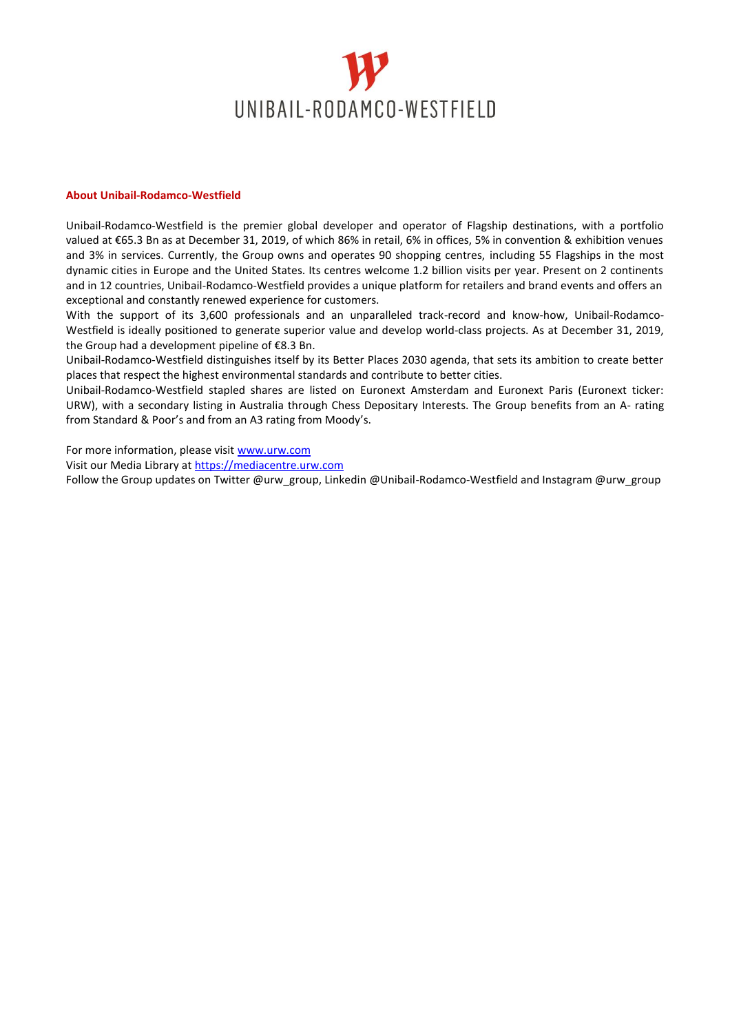UNIBAIL-RODAMCO-WESTFIELD

**About Unibail-Rodamco-Westfield**

Unibail-Rodamco-Westfield is the premier global developer and operator of Flagship destinations, with a portfolio valued at €65.3 Bn as at December 31, 2019, of which 86% in retail, 6% in offices, 5% in convention & exhibition venues and 3% in services. Currently, the Group owns and operates 90 shopping centres, including 55 Flagships in the most dynamic cities in Europe and the United States. Its centres welcome 1.2 billion visits per year. Present on 2 continents and in 12 countries, Unibail-Rodamco-Westfield provides a unique platform for retailers and brand events and offers an exceptional and constantly renewed experience for customers.

With the support of its 3,600 professionals and an unparalleled track-record and know-how, Unibail-Rodamco-Westfield is ideally positioned to generate superior value and develop world-class projects. As at December 31, 2019, the Group had a development pipeline of €8.3 Bn.

Unibail-Rodamco-Westfield distinguishes itself by its Better Places 2030 agenda, that sets its ambition to create better places that respect the highest environmental standards and contribute to better cities.

Unibail-Rodamco-Westfield stapled shares are listed on Euronext Amsterdam and Euronext Paris (Euronext ticker: URW), with a secondary listing in Australia through Chess Depositary Interests. The Group benefits from an A- rating from Standard & Poor's and from an A3 rating from Moody's.

For more information, please visit [www.urw.com](www.urw.com)
Visit our Media Library at [https://mediacentre.urw.com](https://mediacentre.urw.com)
Follow the Group updates on Twitter @urw_group, Linkedin @Unibail-Rodamco-Westfield and Instagram @urw_group